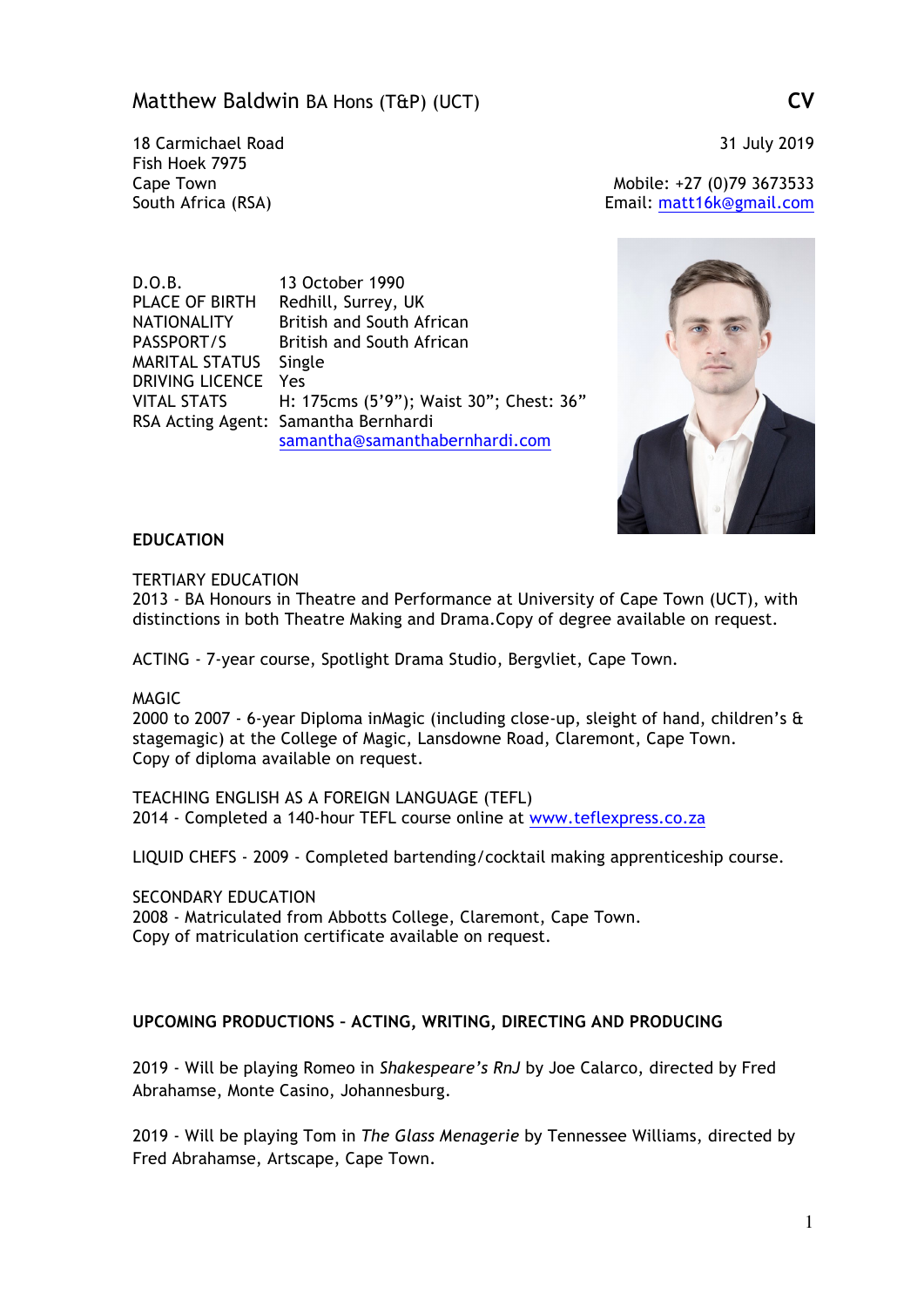# Matthew Baldwin BA Hons (T&P) (UCT) — CV

18 Carmichael Road
Fish Hoek 7975
Cape Town
South Africa (RSA)

31 July 2019

Mobile: +27 (0)79 3673533
Email: matt16k@gmail.com

| | |
|---|---|
| D.O.B. | 13 October 1990 |
| PLACE OF BIRTH | Redhill, Surrey, UK |
| NATIONALITY | British and South African |
| PASSPORT/S | British and South African |
| MARITAL STATUS | Single |
| DRIVING LICENCE | Yes |
| VITAL STATS | H: 175cms (5'9"); Waist 30"; Chest: 36" |
| RSA Acting Agent: | Samantha Bernhardi samantha@samanthabernhardi.com |

## EDUCATION

TERTIARY EDUCATION
2013 - BA Honours in Theatre and Performance at University of Cape Town (UCT), with distinctions in both Theatre Making and Drama.Copy of degree available on request.

ACTING - 7-year course, Spotlight Drama Studio, Bergvliet, Cape Town.

MAGIC
2000 to 2007 - 6-year Diploma inMagic (including close-up, sleight of hand, children's & stagemagic) at the College of Magic, Lansdowne Road, Claremont, Cape Town.
Copy of diploma available on request.

TEACHING ENGLISH AS A FOREIGN LANGUAGE (TEFL)
2014 - Completed a 140-hour TEFL course online at www.teflexpress.co.za

LIQUID CHEFS - 2009 - Completed bartending/cocktail making apprenticeship course.

SECONDARY EDUCATION
2008 - Matriculated from Abbotts College, Claremont, Cape Town.
Copy of matriculation certificate available on request.

## UPCOMING PRODUCTIONS – ACTING, WRITING, DIRECTING AND PRODUCING

2019 - Will be playing Romeo in *Shakespeare's RnJ* by Joe Calarco, directed by Fred Abrahamse, Monte Casino, Johannesburg.

2019 - Will be playing Tom in *The Glass Menagerie* by Tennessee Williams, directed by Fred Abrahamse, Artscape, Cape Town.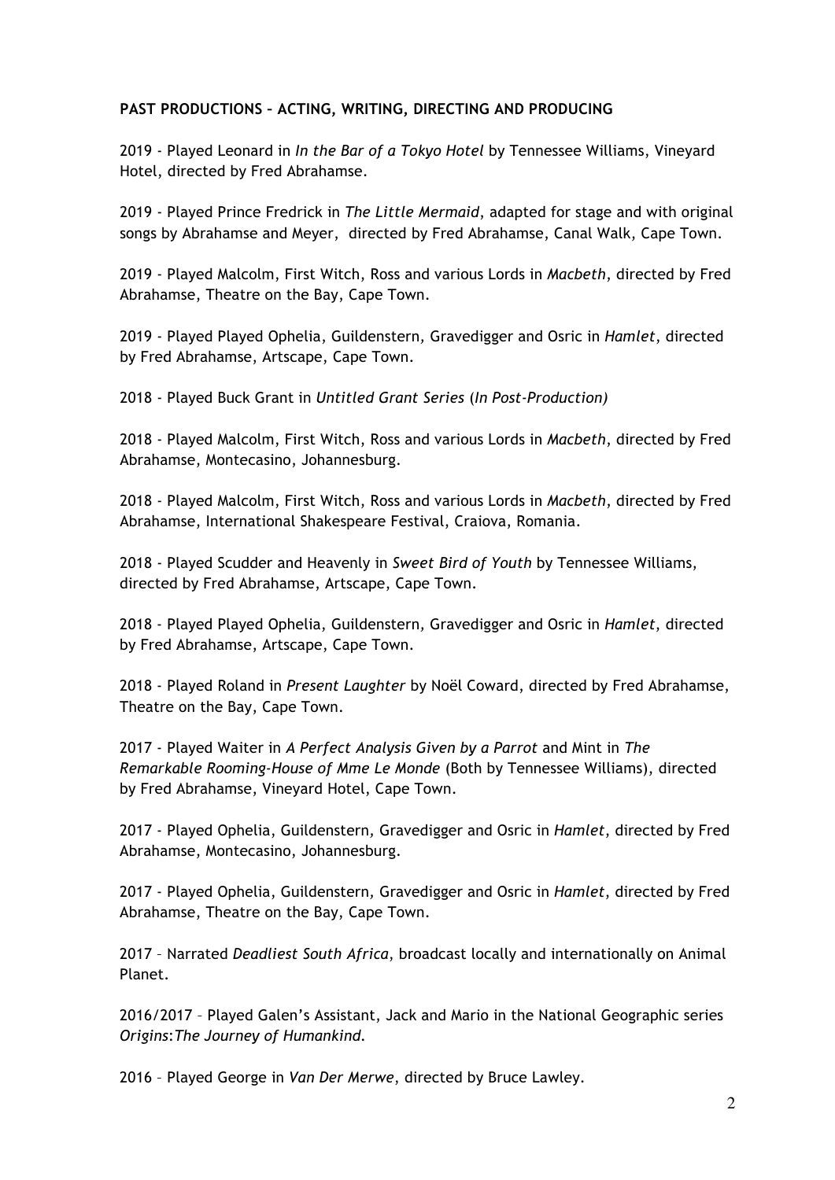**PAST PRODUCTIONS – ACTING, WRITING, DIRECTING AND PRODUCING**

2019 - Played Leonard in *In the Bar of a Tokyo Hotel* by Tennessee Williams, Vineyard Hotel, directed by Fred Abrahamse.

2019 - Played Prince Fredrick in *The Little Mermaid*, adapted for stage and with original songs by Abrahamse and Meyer, directed by Fred Abrahamse, Canal Walk, Cape Town.

2019 - Played Malcolm, First Witch, Ross and various Lords in *Macbeth*, directed by Fred Abrahamse, Theatre on the Bay, Cape Town.

2019 - Played Played Ophelia, Guildenstern, Gravedigger and Osric in *Hamlet*, directed by Fred Abrahamse, Artscape, Cape Town.

2018 - Played Buck Grant in *Untitled Grant Series* (*In Post-Production)*

2018 - Played Malcolm, First Witch, Ross and various Lords in *Macbeth*, directed by Fred Abrahamse, Montecasino, Johannesburg.

2018 - Played Malcolm, First Witch, Ross and various Lords in *Macbeth*, directed by Fred Abrahamse, International Shakespeare Festival, Craiova, Romania.

2018 - Played Scudder and Heavenly in *Sweet Bird of Youth* by Tennessee Williams, directed by Fred Abrahamse, Artscape, Cape Town.

2018 - Played Played Ophelia, Guildenstern, Gravedigger and Osric in *Hamlet*, directed by Fred Abrahamse, Artscape, Cape Town.

2018 - Played Roland in *Present Laughter* by Noël Coward, directed by Fred Abrahamse, Theatre on the Bay, Cape Town.

2017 - Played Waiter in *A Perfect Analysis Given by a Parrot* and Mint in *The Remarkable Rooming-House of Mme Le Monde* (Both by Tennessee Williams), directed by Fred Abrahamse, Vineyard Hotel, Cape Town.

2017 - Played Ophelia, Guildenstern, Gravedigger and Osric in *Hamlet*, directed by Fred Abrahamse, Montecasino, Johannesburg.

2017 - Played Ophelia, Guildenstern, Gravedigger and Osric in *Hamlet*, directed by Fred Abrahamse, Theatre on the Bay, Cape Town.

2017 – Narrated *Deadliest South Africa*, broadcast locally and internationally on Animal Planet.

2016/2017 – Played Galen's Assistant, Jack and Mario in the National Geographic series *Origins*:*The Journey of Humankind.*

2016 – Played George in *Van Der Merwe*, directed by Bruce Lawley.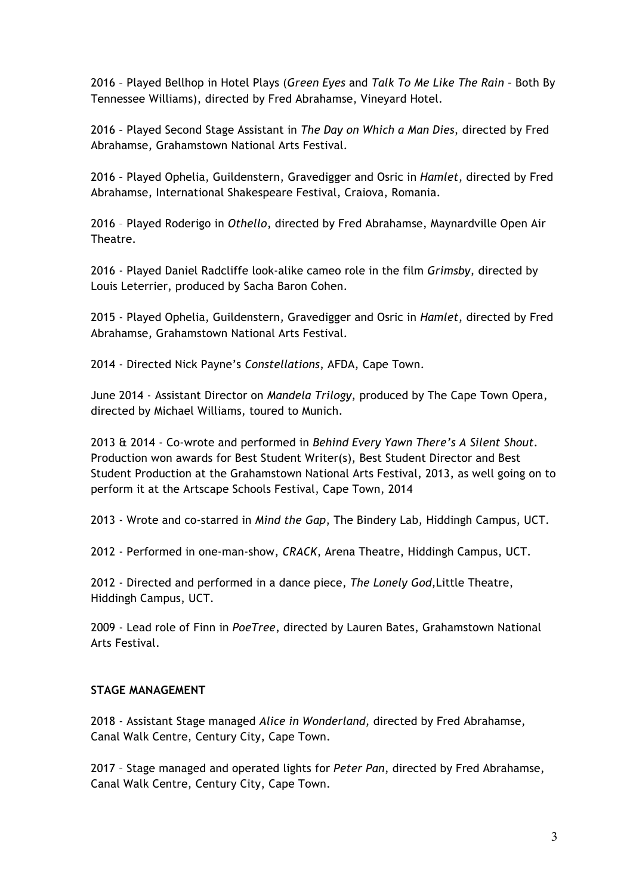2016 – Played Bellhop in Hotel Plays (*Green Eyes* and *Talk To Me Like The Rain* – Both By Tennessee Williams), directed by Fred Abrahamse, Vineyard Hotel.

2016 – Played Second Stage Assistant in *The Day on Which a Man Dies*, directed by Fred Abrahamse, Grahamstown National Arts Festival.

2016 – Played Ophelia, Guildenstern, Gravedigger and Osric in *Hamlet*, directed by Fred Abrahamse, International Shakespeare Festival, Craiova, Romania.

2016 – Played Roderigo in *Othello*, directed by Fred Abrahamse, Maynardville Open Air Theatre.

2016 - Played Daniel Radcliffe look-alike cameo role in the film *Grimsby*, directed by Louis Leterrier, produced by Sacha Baron Cohen.

2015 - Played Ophelia, Guildenstern, Gravedigger and Osric in *Hamlet*, directed by Fred Abrahamse, Grahamstown National Arts Festival.

2014 - Directed Nick Payne's *Constellations*, AFDA, Cape Town.

June 2014 - Assistant Director on *Mandela Trilogy*, produced by The Cape Town Opera, directed by Michael Williams, toured to Munich.

2013 & 2014 - Co-wrote and performed in *Behind Every Yawn There's A Silent Shout*. Production won awards for Best Student Writer(s), Best Student Director and Best Student Production at the Grahamstown National Arts Festival, 2013, as well going on to perform it at the Artscape Schools Festival, Cape Town, 2014

2013 - Wrote and co-starred in *Mind the Gap*, The Bindery Lab, Hiddingh Campus, UCT.

2012 - Performed in one-man-show, *CRACK*, Arena Theatre, Hiddingh Campus, UCT.

2012 - Directed and performed in a dance piece, *The Lonely God*,Little Theatre, Hiddingh Campus, UCT.

2009 - Lead role of Finn in *PoeTree*, directed by Lauren Bates, Grahamstown National Arts Festival.

**STAGE MANAGEMENT**

2018 - Assistant Stage managed *Alice in Wonderland*, directed by Fred Abrahamse, Canal Walk Centre, Century City, Cape Town.

2017 – Stage managed and operated lights for *Peter Pan*, directed by Fred Abrahamse, Canal Walk Centre, Century City, Cape Town.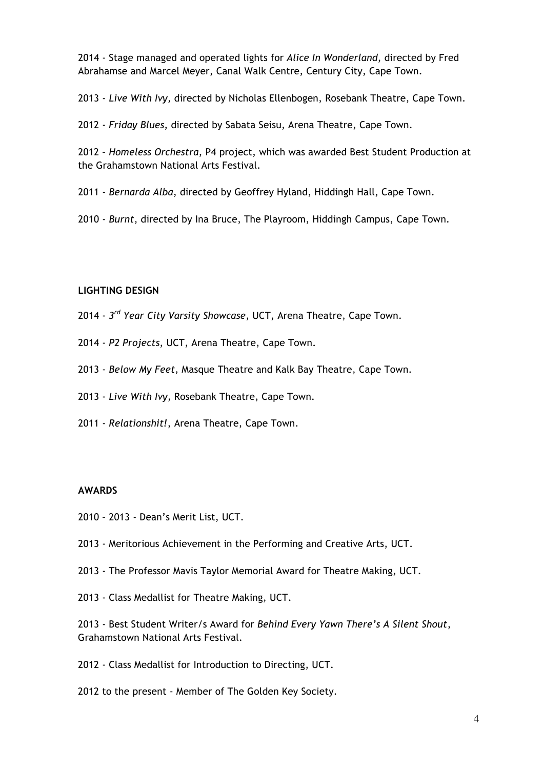2014 - Stage managed and operated lights for *Alice In Wonderland*, directed by Fred Abrahamse and Marcel Meyer, Canal Walk Centre, Century City, Cape Town.

2013 - *Live With Ivy,* directed by Nicholas Ellenbogen, Rosebank Theatre, Cape Town.

2012 - *Friday Blues*, directed by Sabata Seisu, Arena Theatre, Cape Town.

2012 – *Homeless Orchestra,* P4 project, which was awarded Best Student Production at the Grahamstown National Arts Festival.

2011 - *Bernarda Alba*, directed by Geoffrey Hyland, Hiddingh Hall, Cape Town.

2010 - *Burnt*, directed by Ina Bruce, The Playroom, Hiddingh Campus, Cape Town.

**LIGHTING DESIGN**

2014 - *3rd Year City Varsity Showcase*, UCT, Arena Theatre, Cape Town.

2014 - *P2 Projects*, UCT, Arena Theatre, Cape Town.

2013 - *Below My Feet,* Masque Theatre and Kalk Bay Theatre, Cape Town.

2013 - *Live With Ivy,* Rosebank Theatre, Cape Town.

2011 - *Relationshit!*, Arena Theatre, Cape Town.

**AWARDS**

2010 – 2013 - Dean's Merit List, UCT.

2013 - Meritorious Achievement in the Performing and Creative Arts, UCT.

2013 - The Professor Mavis Taylor Memorial Award for Theatre Making, UCT.

2013 - Class Medallist for Theatre Making, UCT.

2013 - Best Student Writer/s Award for *Behind Every Yawn There's A Silent Shout*, Grahamstown National Arts Festival.

2012 - Class Medallist for Introduction to Directing, UCT.

2012 to the present - Member of The Golden Key Society.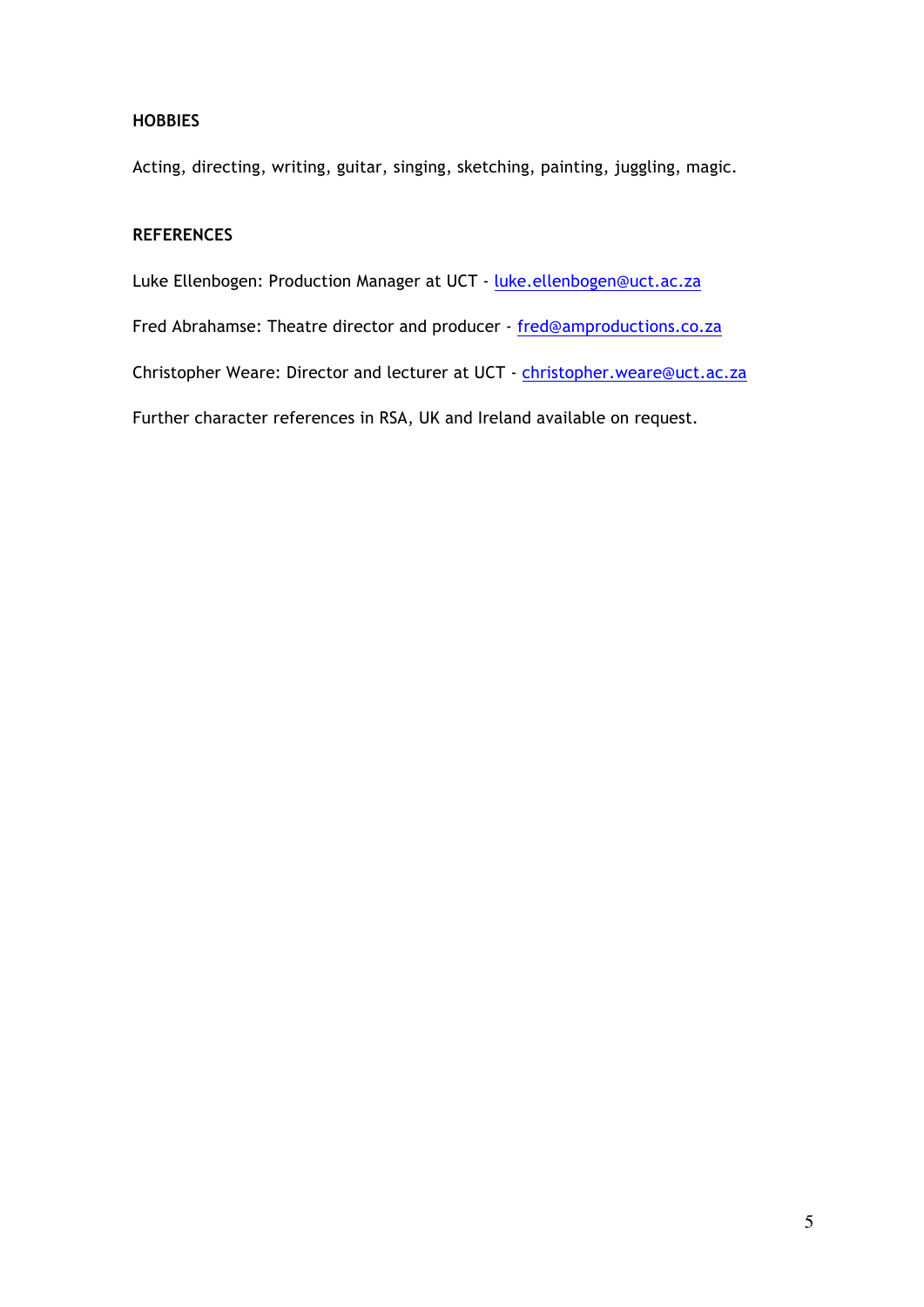## HOBBIES

Acting, directing, writing, guitar, singing, sketching, painting, juggling, magic.

## REFERENCES

Luke Ellenbogen: Production Manager at UCT - luke.ellenbogen@uct.ac.za

Fred Abrahamse: Theatre director and producer - fred@amproductions.co.za

Christopher Weare: Director and lecturer at UCT - christopher.weare@uct.ac.za

Further character references in RSA, UK and Ireland available on request.